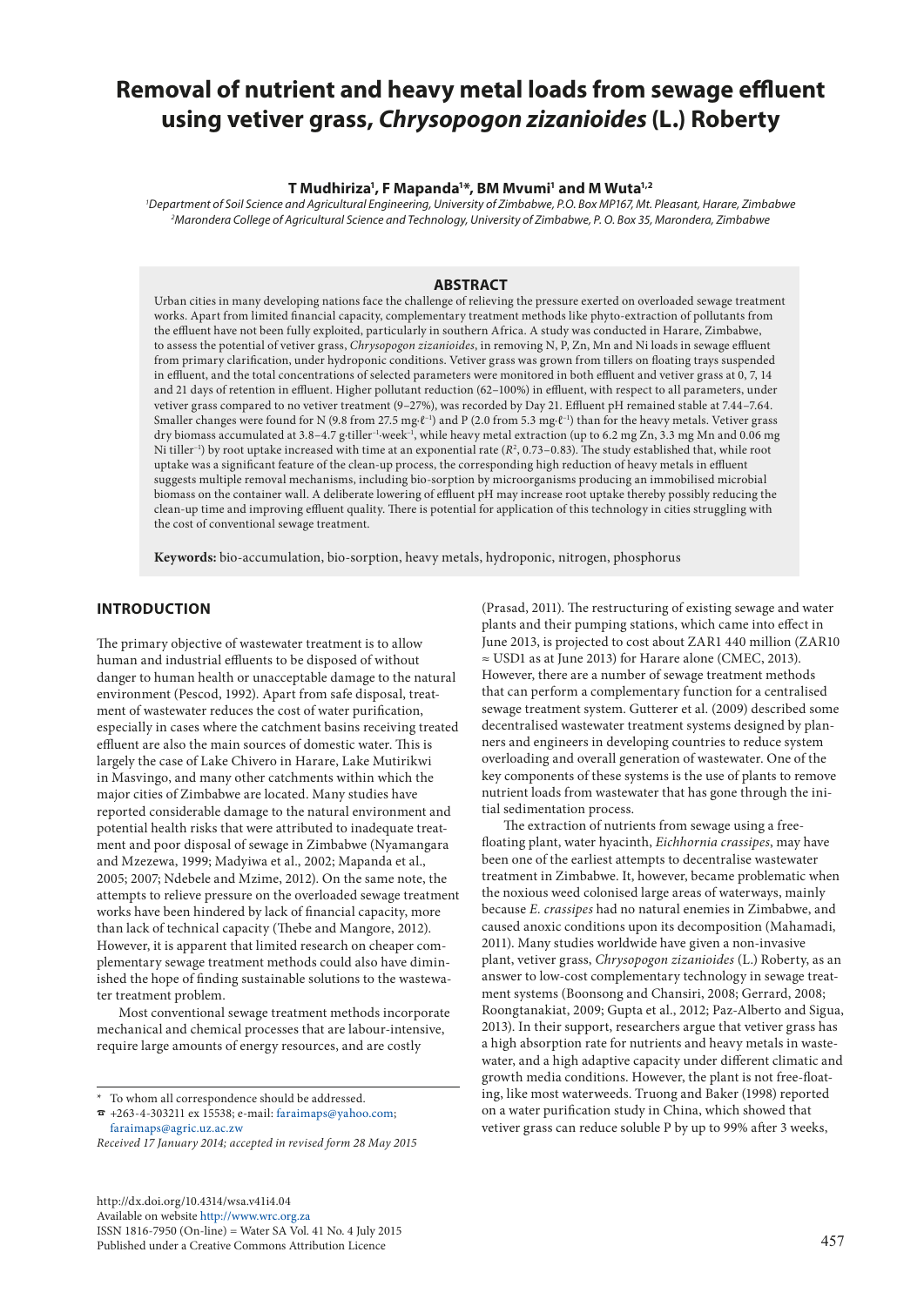# Removal of nutrient and heavy metal loads from sewage effluent using vetiver grass, *Chrysopogon zizanioides* (L.) Roberty

**T Mudhiriza[1], F Mapanda[1]*, BM Mvumi[1] and M Wuta[1,2]**

[1]*Department of Soil Science and Agricultural Engineering, University of Zimbabwe, P.O. Box MP167, Mt. Pleasant, Harare, Zimbabwe*
[2]*Marondera College of Agricultural Science and Technology, University of Zimbabwe, P. O. Box 35, Marondera, Zimbabwe*

## ABSTRACT

Urban cities in many developing nations face the challenge of relieving the pressure exerted on overloaded sewage treatment works. Apart from limited financial capacity, complementary treatment methods like phyto-extraction of pollutants from the effluent have not been fully exploited, particularly in southern Africa. A study was conducted in Harare, Zimbabwe, to assess the potential of vetiver grass, *Chrysopogon zizanioides*, in removing N, P, Zn, Mn and Ni loads in sewage effluent from primary clarification, under hydroponic conditions. Vetiver grass was grown from tillers on floating trays suspended in effluent, and the total concentrations of selected parameters were monitored in both effluent and vetiver grass at 0, 7, 14 and 21 days of retention in effluent. Higher pollutant reduction (62–100%) in effluent, with respect to all parameters, under vetiver grass compared to no vetiver treatment (9–27%), was recorded by Day 21. Effluent pH remained stable at 7.44–7.64. Smaller changes were found for N (9.8 from 27.5 mg·ℓ$^{-1}$) and P (2.0 from 5.3 mg·ℓ$^{-1}$) than for the heavy metals. Vetiver grass dry biomass accumulated at 3.8–4.7 g·tiller$^{-1}$·week$^{-1}$, while heavy metal extraction (up to 6.2 mg Zn, 3.3 mg Mn and 0.06 mg Ni tiller$^{-1}$) by root uptake increased with time at an exponential rate ($R^2$, 0.73–0.83). The study established that, while root uptake was a significant feature of the clean-up process, the corresponding high reduction of heavy metals in effluent suggests multiple removal mechanisms, including bio-sorption by microorganisms producing an immobilised microbial biomass on the container wall. A deliberate lowering of effluent pH may increase root uptake thereby possibly reducing the clean-up time and improving effluent quality. There is potential for application of this technology in cities struggling with the cost of conventional sewage treatment.

**Keywords:** bio-accumulation, bio-sorption, heavy metals, hydroponic, nitrogen, phosphorus

## INTRODUCTION

The primary objective of wastewater treatment is to allow human and industrial effluents to be disposed of without danger to human health or unacceptable damage to the natural environment (Pescod, 1992). Apart from safe disposal, treatment of wastewater reduces the cost of water purification, especially in cases where the catchment basins receiving treated effluent are also the main sources of domestic water. This is largely the case of Lake Chivero in Harare, Lake Mutirikwi in Masvingo, and many other catchments within which the major cities of Zimbabwe are located. Many studies have reported considerable damage to the natural environment and potential health risks that were attributed to inadequate treatment and poor disposal of sewage in Zimbabwe (Nyamangara and Mzezewa, 1999; Madyiwa et al., 2002; Mapanda et al., 2005; 2007; Ndebele and Mzime, 2012). On the same note, the attempts to relieve pressure on the overloaded sewage treatment works have been hindered by lack of financial capacity, more than lack of technical capacity (Thebe and Mangore, 2012). However, it is apparent that limited research on cheaper complementary sewage treatment methods could also have diminished the hope of finding sustainable solutions to the wastewater treatment problem.

Most conventional sewage treatment methods incorporate mechanical and chemical processes that are labour-intensive, require large amounts of energy resources, and are costly (Prasad, 2011). The restructuring of existing sewage and water plants and their pumping stations, which came into effect in June 2013, is projected to cost about ZAR1 440 million (ZAR10 ≈ USD1 as at June 2013) for Harare alone (CMEC, 2013). However, there are a number of sewage treatment methods that can perform a complementary function for a centralised sewage treatment system. Gutterer et al. (2009) described some decentralised wastewater treatment systems designed by planners and engineers in developing countries to reduce system overloading and overall generation of wastewater. One of the key components of these systems is the use of plants to remove nutrient loads from wastewater that has gone through the initial sedimentation process.

The extraction of nutrients from sewage using a free-floating plant, water hyacinth, *Eichhornia crassipes*, may have been one of the earliest attempts to decentralise wastewater treatment in Zimbabwe. It, however, became problematic when the noxious weed colonised large areas of waterways, mainly because *E. crassipes* had no natural enemies in Zimbabwe, and caused anoxic conditions upon its decomposition (Mahamadi, 2011). Many studies worldwide have given a non-invasive plant, vetiver grass, *Chrysopogon zizanioides* (L.) Roberty, as an answer to low-cost complementary technology in sewage treatment systems (Boonsong and Chansiri, 2008; Gerrard, 2008; Roongtanakiat, 2009; Gupta et al., 2012; Paz-Alberto and Sigua, 2013). In their support, researchers argue that vetiver grass has a high absorption rate for nutrients and heavy metals in wastewater, and a high adaptive capacity under different climatic and growth media conditions. However, the plant is not free-floating, like most waterweeds. Truong and Baker (1998) reported on a water purification study in China, which showed that vetiver grass can reduce soluble P by up to 99% after 3 weeks,

\* To whom all correspondence should be addressed.
☎ +263-4-303211 ex 15538; e-mail: faraimaps@yahoo.com; faraimaps@agric.uz.ac.zw

*Received 17 January 2014; accepted in revised form 28 May 2015*

http://dx.doi.org/10.4314/wsa.v41i4.04
Available on website http://www.wrc.org.za
ISSN 1816-7950 (On-line) = Water SA Vol. 41 No. 4 July 2015
Published under a Creative Commons Attribution Licence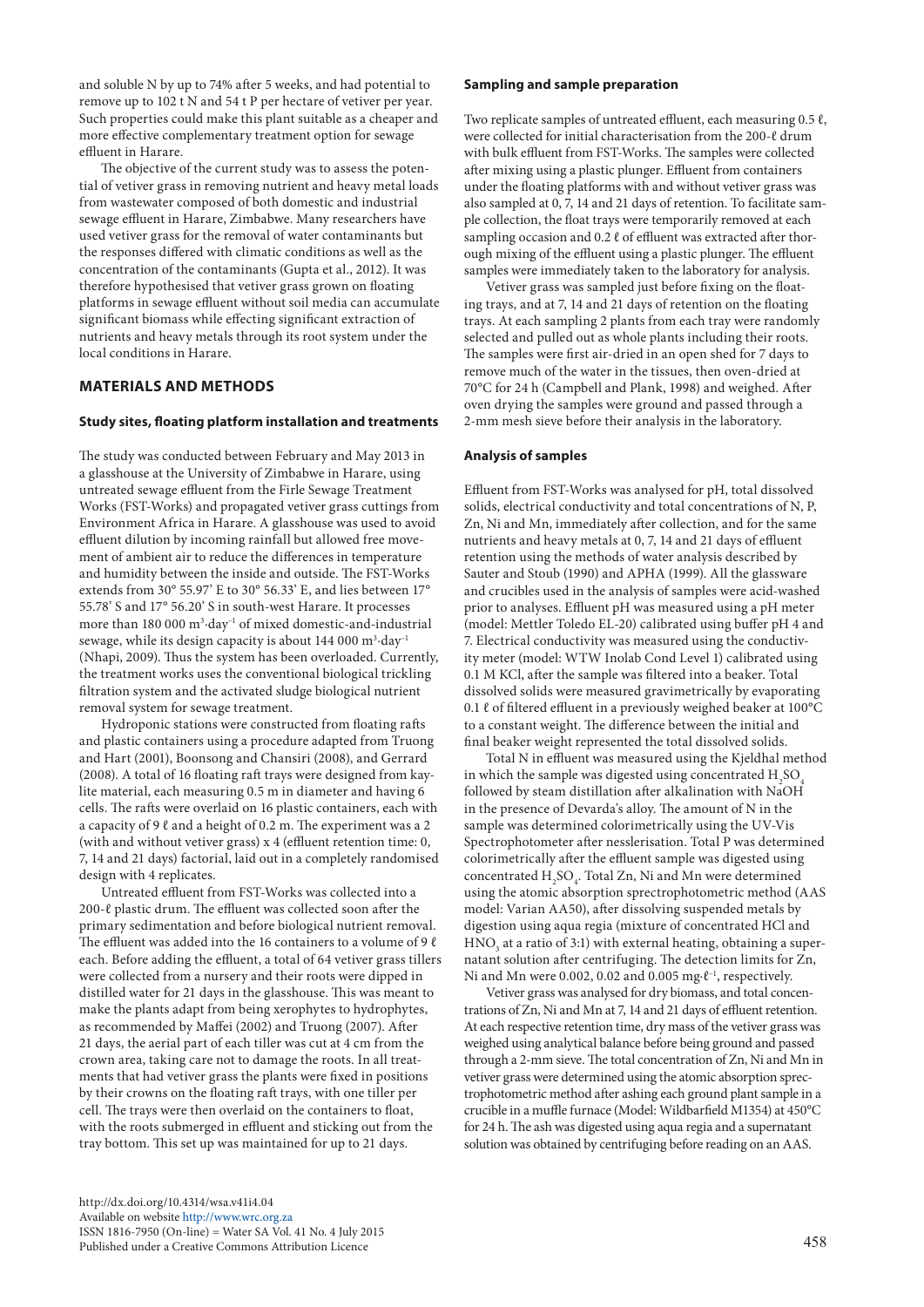and soluble N by up to 74% after 5 weeks, and had potential to remove up to 102 t N and 54 t P per hectare of vetiver per year. Such properties could make this plant suitable as a cheaper and more effective complementary treatment option for sewage effluent in Harare.

The objective of the current study was to assess the potential of vetiver grass in removing nutrient and heavy metal loads from wastewater composed of both domestic and industrial sewage effluent in Harare, Zimbabwe. Many researchers have used vetiver grass for the removal of water contaminants but the responses differed with climatic conditions as well as the concentration of the contaminants (Gupta et al., 2012). It was therefore hypothesised that vetiver grass grown on floating platforms in sewage effluent without soil media can accumulate significant biomass while effecting significant extraction of nutrients and heavy metals through its root system under the local conditions in Harare.

## MATERIALS AND METHODS

### Study sites, floating platform installation and treatments

The study was conducted between February and May 2013 in a glasshouse at the University of Zimbabwe in Harare, using untreated sewage effluent from the Firle Sewage Treatment Works (FST-Works) and propagated vetiver grass cuttings from Environment Africa in Harare. A glasshouse was used to avoid effluent dilution by incoming rainfall but allowed free movement of ambient air to reduce the differences in temperature and humidity between the inside and outside. The FST-Works extends from 30° 55.97' E to 30° 56.33' E, and lies between 17° 55.78' S and 17° 56.20' S in south-west Harare. It processes more than 180 000 $m^3 \cdot day^{-1}$ of mixed domestic-and-industrial sewage, while its design capacity is about 144 000 $m^3 \cdot day^{-1}$ (Nhapi, 2009). Thus the system has been overloaded. Currently, the treatment works uses the conventional biological trickling filtration system and the activated sludge biological nutrient removal system for sewage treatment.

Hydroponic stations were constructed from floating rafts and plastic containers using a procedure adapted from Truong and Hart (2001), Boonsong and Chansiri (2008), and Gerrard (2008). A total of 16 floating raft trays were designed from kaylite material, each measuring 0.5 m in diameter and having 6 cells. The rafts were overlaid on 16 plastic containers, each with a capacity of 9 ℓ and a height of 0.2 m. The experiment was a 2 (with and without vetiver grass) x 4 (effluent retention time: 0, 7, 14 and 21 days) factorial, laid out in a completely randomised design with 4 replicates.

Untreated effluent from FST-Works was collected into a 200-ℓ plastic drum. The effluent was collected soon after the primary sedimentation and before biological nutrient removal. The effluent was added into the 16 containers to a volume of 9 ℓ each. Before adding the effluent, a total of 64 vetiver grass tillers were collected from a nursery and their roots were dipped in distilled water for 21 days in the glasshouse. This was meant to make the plants adapt from being xerophytes to hydrophytes, as recommended by Maffei (2002) and Truong (2007). After 21 days, the aerial part of each tiller was cut at 4 cm from the crown area, taking care not to damage the roots. In all treatments that had vetiver grass the plants were fixed in positions by their crowns on the floating raft trays, with one tiller per cell. The trays were then overlaid on the containers to float, with the roots submerged in effluent and sticking out from the tray bottom. This set up was maintained for up to 21 days.

### Sampling and sample preparation

Two replicate samples of untreated effluent, each measuring 0.5 ℓ, were collected for initial characterisation from the 200-ℓ drum with bulk effluent from FST-Works. The samples were collected after mixing using a plastic plunger. Effluent from containers under the floating platforms with and without vetiver grass was also sampled at 0, 7, 14 and 21 days of retention. To facilitate sample collection, the float trays were temporarily removed at each sampling occasion and 0.2 ℓ of effluent was extracted after thorough mixing of the effluent using a plastic plunger. The effluent samples were immediately taken to the laboratory for analysis.

Vetiver grass was sampled just before fixing on the floating trays, and at 7, 14 and 21 days of retention on the floating trays. At each sampling 2 plants from each tray were randomly selected and pulled out as whole plants including their roots. The samples were first air-dried in an open shed for 7 days to remove much of the water in the tissues, then oven-dried at 70°C for 24 h (Campbell and Plank, 1998) and weighed. After oven drying the samples were ground and passed through a 2-mm mesh sieve before their analysis in the laboratory.

### Analysis of samples

Effluent from FST-Works was analysed for pH, total dissolved solids, electrical conductivity and total concentrations of N, P, Zn, Ni and Mn, immediately after collection, and for the same nutrients and heavy metals at 0, 7, 14 and 21 days of effluent retention using the methods of water analysis described by Sauter and Stoub (1990) and APHA (1999). All the glassware and crucibles used in the analysis of samples were acid-washed prior to analyses. Effluent pH was measured using a pH meter (model: Mettler Toledo EL-20) calibrated using buffer pH 4 and 7. Electrical conductivity was measured using the conductivity meter (model: WTW Inolab Cond Level 1) calibrated using 0.1 M KCl, after the sample was filtered into a beaker. Total dissolved solids were measured gravimetrically by evaporating 0.1 ℓ of filtered effluent in a previously weighed beaker at 100°C to a constant weight. The difference between the initial and final beaker weight represented the total dissolved solids.

Total N in effluent was measured using the Kjeldhal method in which the sample was digested using concentrated $H_2SO_4$ followed by steam distillation after alkalination with NaOH in the presence of Devarda's alloy. The amount of N in the sample was determined colorimetrically using the UV-Vis Spectrophotometer after nesslerisation. Total P was determined colorimetrically after the effluent sample was digested using concentrated $H_2SO_4$. Total Zn, Ni and Mn were determined using the atomic absorption sprectrophotometric method (AAS model: Varian AA50), after dissolving suspended metals by digestion using aqua regia (mixture of concentrated HCl and $HNO_3$ at a ratio of 3:1) with external heating, obtaining a supernatant solution after centrifuging. The detection limits for Zn, Ni and Mn were 0.002, 0.02 and 0.005 $mg \cdot \ell^{-1}$, respectively.

Vetiver grass was analysed for dry biomass, and total concentrations of Zn, Ni and Mn at 7, 14 and 21 days of effluent retention. At each respective retention time, dry mass of the vetiver grass was weighed using analytical balance before being ground and passed through a 2-mm sieve. The total concentration of Zn, Ni and Mn in vetiver grass were determined using the atomic absorption sprectrophotometric method after ashing each ground plant sample in a crucible in a muffle furnace (Model: Wildbarfield M1354) at 450°C for 24 h. The ash was digested using aqua regia and a supernatant solution was obtained by centrifuging before reading on an AAS.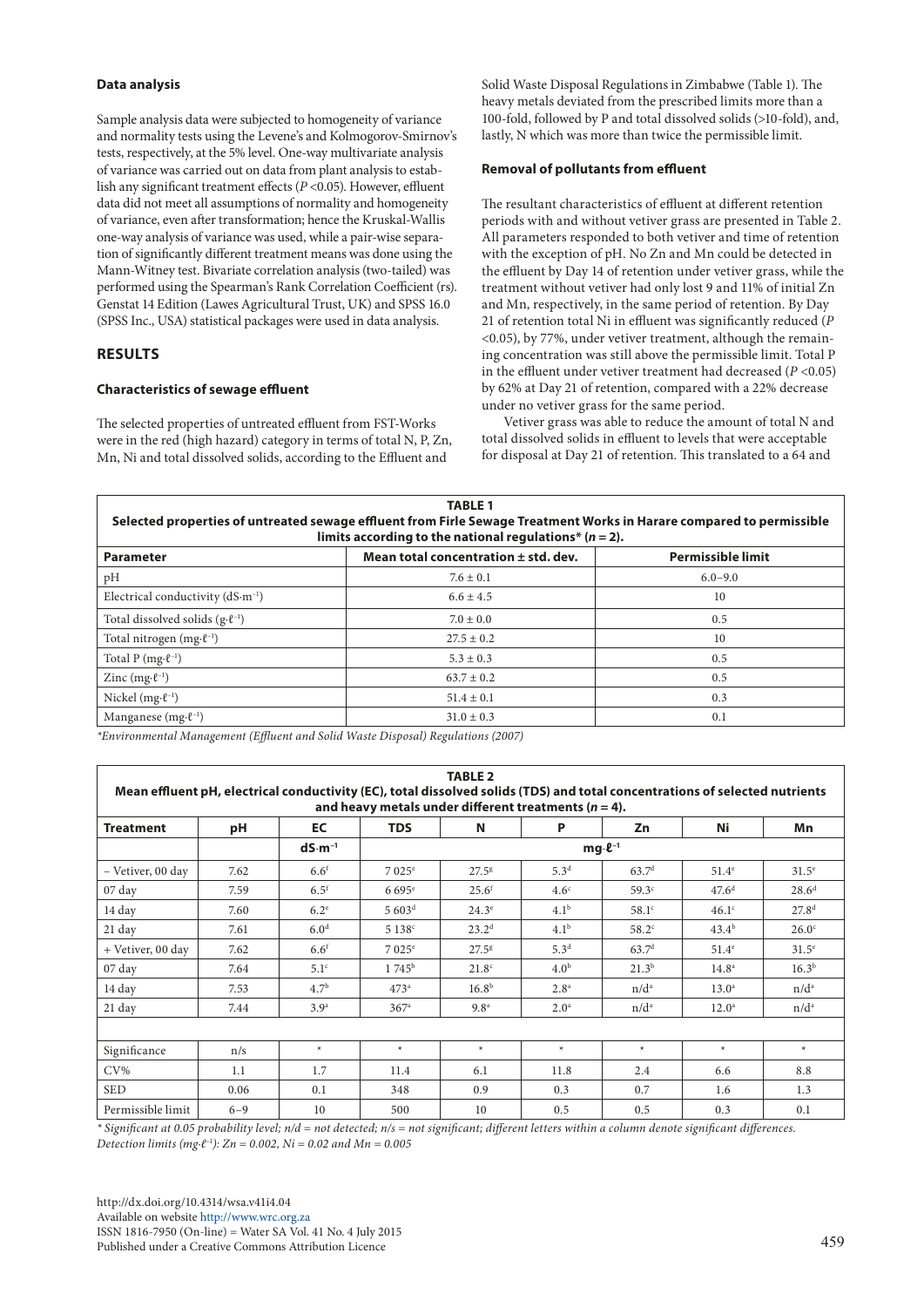### Data analysis

Sample analysis data were subjected to homogeneity of variance and normality tests using the Levene's and Kolmogorov-Smirnov's tests, respectively, at the 5% level. One-way multivariate analysis of variance was carried out on data from plant analysis to establish any significant treatment effects ($P$ <0.05). However, effluent data did not meet all assumptions of normality and homogeneity of variance, even after transformation; hence the Kruskal-Wallis one-way analysis of variance was used, while a pair-wise separation of significantly different treatment means was done using the Mann-Witney test. Bivariate correlation analysis (two-tailed) was performed using the Spearman's Rank Correlation Coefficient (rs). Genstat 14 Edition (Lawes Agricultural Trust, UK) and SPSS 16.0 (SPSS Inc., USA) statistical packages were used in data analysis.

## RESULTS

### Characteristics of sewage effluent

The selected properties of untreated effluent from FST-Works were in the red (high hazard) category in terms of total N, P, Zn, Mn, Ni and total dissolved solids, according to the Effluent and Solid Waste Disposal Regulations in Zimbabwe (Table 1). The heavy metals deviated from the prescribed limits more than a 100-fold, followed by P and total dissolved solids (>10-fold), and, lastly, N which was more than twice the permissible limit.

### Removal of pollutants from effluent

The resultant characteristics of effluent at different retention periods with and without vetiver grass are presented in Table 2. All parameters responded to both vetiver and time of retention with the exception of pH. No Zn and Mn could be detected in the effluent by Day 14 of retention under vetiver grass, while the treatment without vetiver had only lost 9 and 11% of initial Zn and Mn, respectively, in the same period of retention. By Day 21 of retention total Ni in effluent was significantly reduced ($P$ <0.05), by 77%, under vetiver treatment, although the remaining concentration was still above the permissible limit. Total P in the effluent under vetiver treatment had decreased ($P$ <0.05) by 62% at Day 21 of retention, compared with a 22% decrease under no vetiver grass for the same period.

Vetiver grass was able to reduce the amount of total N and total dissolved solids in effluent to levels that were acceptable for disposal at Day 21 of retention. This translated to a 64 and

**TABLE 1**
**Selected properties of untreated sewage effluent from Firle Sewage Treatment Works in Harare compared to permissible limits according to the national regulations* ($n$ = 2).**

| Parameter | Mean total concentration ± std. dev. | Permissible limit |
|---|---|---|
| pH | 7.6 ± 0.1 | 6.0–9.0 |
| Electrical conductivity ($dS \cdot m^{-1}$) | 6.6 ± 4.5 | 10 |
| Total dissolved solids ($g \cdot \ell^{-1}$) | 7.0 ± 0.0 | 0.5 |
| Total nitrogen ($mg \cdot \ell^{-1}$) | 27.5 ± 0.2 | 10 |
| Total P ($mg \cdot \ell^{-1}$) | 5.3 ± 0.3 | 0.5 |
| Zinc ($mg \cdot \ell^{-1}$) | 63.7 ± 0.2 | 0.5 |
| Nickel ($mg \cdot \ell^{-1}$) | 51.4 ± 0.1 | 0.3 |
| Manganese ($mg \cdot \ell^{-1}$) | 31.0 ± 0.3 | 0.1 |

*Environmental Management (Effluent and Solid Waste Disposal) Regulations (2007)*

**TABLE 2**
**Mean effluent pH, electrical conductivity (EC), total dissolved solids (TDS) and total concentrations of selected nutrients and heavy metals under different treatments ($n$ = 4).**

| Treatment | pH | EC | TDS | N | P | Zn | Ni | Mn |
|---|---|---|---|---|---|---|---|---|
| | | $dS \cdot m^{-1}$ | $mg \cdot \ell^{-1}$ | | | | | |
| – Vetiver, 00 day | 7.62 | 6.6$^{f}$ | 7 025$^{e}$ | 27.5$^{g}$ | 5.3$^{d}$ | 63.7$^{d}$ | 51.4$^{e}$ | 31.5$^{e}$ |
| 07 day | 7.59 | 6.5$^{f}$ | 6 695$^{e}$ | 25.6$^{f}$ | 4.6$^{c}$ | 59.3$^{c}$ | 47.6$^{d}$ | 28.6$^{d}$ |
| 14 day | 7.60 | 6.2$^{e}$ | 5 603$^{d}$ | 24.3$^{e}$ | 4.1$^{b}$ | 58.1$^{c}$ | 46.1$^{c}$ | 27.8$^{d}$ |
| 21 day | 7.61 | 6.0$^{d}$ | 5 138$^{c}$ | 23.2$^{d}$ | 4.1$^{b}$ | 58.2$^{c}$ | 43.4$^{b}$ | 26.0$^{c}$ |
| + Vetiver, 00 day | 7.62 | 6.6$^{f}$ | 7 025$^{e}$ | 27.5$^{g}$ | 5.3$^{d}$ | 63.7$^{d}$ | 51.4$^{e}$ | 31.5$^{e}$ |
| 07 day | 7.64 | 5.1$^{c}$ | 1 745$^{b}$ | 21.8$^{c}$ | 4.0$^{b}$ | 21.3$^{b}$ | 14.8$^{a}$ | 16.3$^{b}$ |
| 14 day | 7.53 | 4.7$^{b}$ | 473$^{a}$ | 16.8$^{b}$ | 2.8$^{a}$ | n/d$^{a}$ | 13.0$^{a}$ | n/d$^{a}$ |
| 21 day | 7.44 | 3.9$^{a}$ | 367$^{a}$ | 9.8$^{a}$ | 2.0$^{a}$ | n/d$^{a}$ | 12.0$^{a}$ | n/d$^{a}$ |
| | | | | | | | | |
| Significance | n/s | * | * | * | * | * | * | * |
| CV% | 1.1 | 1.7 | 11.4 | 6.1 | 11.8 | 2.4 | 6.6 | 8.8 |
| SED | 0.06 | 0.1 | 348 | 0.9 | 0.3 | 0.7 | 1.6 | 1.3 |
| Permissible limit | 6–9 | 10 | 500 | 10 | 0.5 | 0.5 | 0.3 | 0.1 |

*\* Significant at 0.05 probability level; n/d = not detected; n/s = not significant; different letters within a column denote significant differences. Detection limits ($mg \cdot \ell^{-1}$): Zn = 0.002, Ni = 0.02 and Mn = 0.005*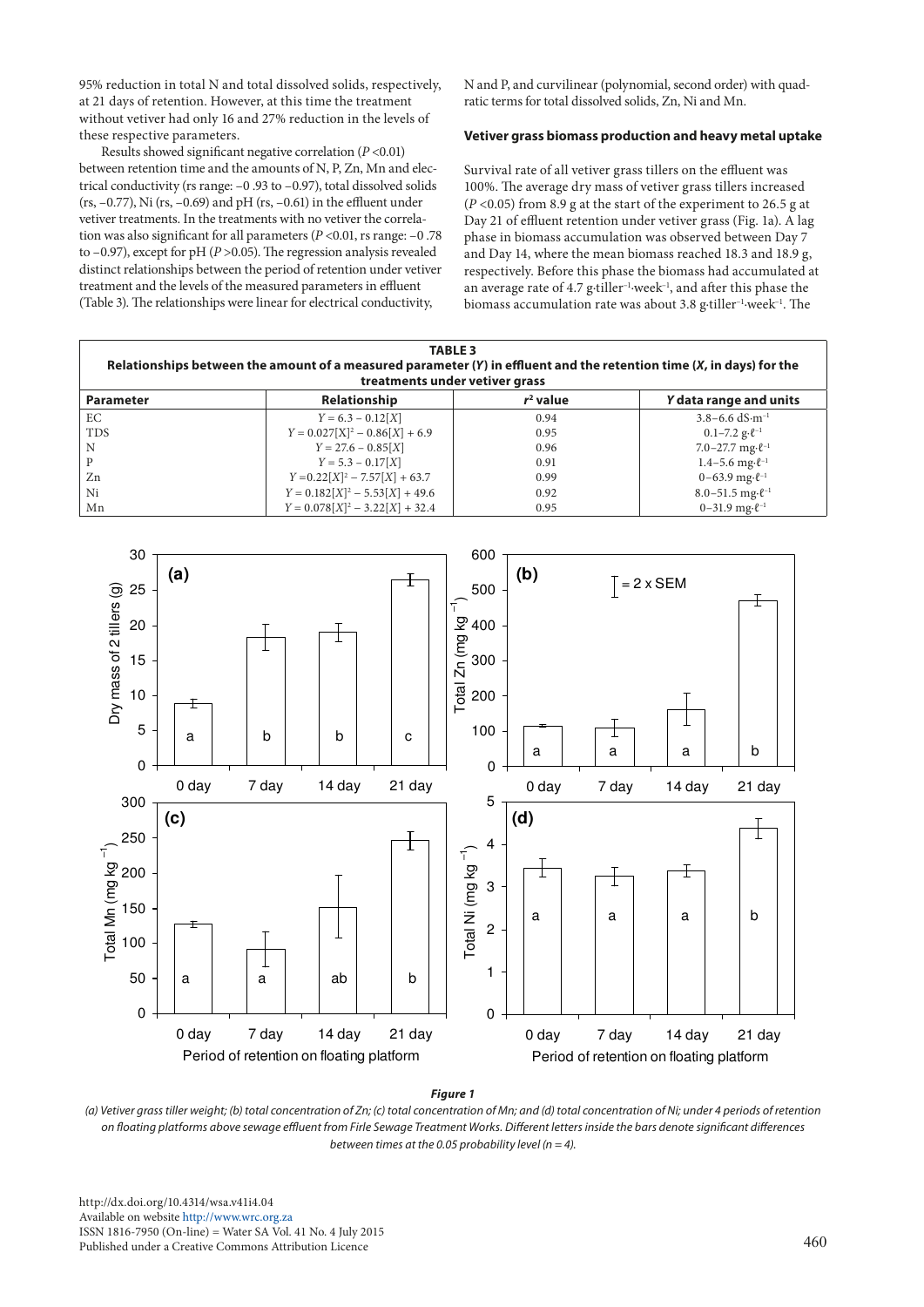95% reduction in total N and total dissolved solids, respectively, at 21 days of retention. However, at this time the treatment without vetiver had only 16 and 27% reduction in the levels of these respective parameters.

Results showed significant negative correlation ($P$ <0.01) between retention time and the amounts of N, P, Zn, Mn and electrical conductivity (rs range: −0 .93 to −0.97), total dissolved solids (rs, −0.77), Ni (rs, −0.69) and pH (rs, −0.61) in the effluent under vetiver treatments. In the treatments with no vetiver the correlation was also significant for all parameters ($P$ <0.01, rs range: −0 .78 to −0.97), except for pH ($P$ >0.05). The regression analysis revealed distinct relationships between the period of retention under vetiver treatment and the levels of the measured parameters in effluent (Table 3). The relationships were linear for electrical conductivity, N and P, and curvilinear (polynomial, second order) with quadratic terms for total dissolved solids, Zn, Ni and Mn.

### Vetiver grass biomass production and heavy metal uptake

Survival rate of all vetiver grass tillers on the effluent was 100%. The average dry mass of vetiver grass tillers increased ($P$ <0.05) from 8.9 g at the start of the experiment to 26.5 g at Day 21 of effluent retention under vetiver grass (Fig. 1a). A lag phase in biomass accumulation was observed between Day 7 and Day 14, where the mean biomass reached 18.3 and 18.9 g, respectively. Before this phase the biomass had accumulated at an average rate of 4.7 g·tiller$^{-1}$·week$^{-1}$, and after this phase the biomass accumulation rate was about 3.8 g·tiller$^{-1}$·week$^{-1}$. The

**TABLE 3**
**Relationships between the amount of a measured parameter (*Y*) in effluent and the retention time (*X*, in days) for the treatments under vetiver grass**

| Parameter | Relationship | $r^2$ value | *Y* data range and units |
|---|---|---|---|
| EC | $Y = 6.3 - 0.12[X]$ | 0.94 | 3.8–6.6 dS·m$^{-1}$ |
| TDS | $Y = 0.027[X]^2 - 0.86[X] + 6.9$ | 0.95 | 0.1–7.2 g·ℓ$^{-1}$ |
| N | $Y = 27.6 - 0.85[X]$ | 0.96 | 7.0–27.7 mg·ℓ$^{-1}$ |
| P | $Y = 5.3 - 0.17[X]$ | 0.91 | 1.4–5.6 mg·ℓ$^{-1}$ |
| Zn | $Y = 0.22[X]^2 - 7.57[X] + 63.7$ | 0.99 | 0–63.9 mg·ℓ$^{-1}$ |
| Ni | $Y = 0.182[X]^2 - 5.53[X] + 49.6$ | 0.92 | 8.0–51.5 mg·ℓ$^{-1}$ |
| Mn | $Y = 0.078[X]^2 - 3.22[X] + 32.4$ | 0.95 | 0–31.9 mg·ℓ$^{-1}$ |

***Figure 1***

*(a) Vetiver grass tiller weight; (b) total concentration of Zn; (c) total concentration of Mn; and (d) total concentration of Ni; under 4 periods of retention on floating platforms above sewage effluent from Firle Sewage Treatment Works. Different letters inside the bars denote significant differences between times at the 0.05 probability level (n = 4).*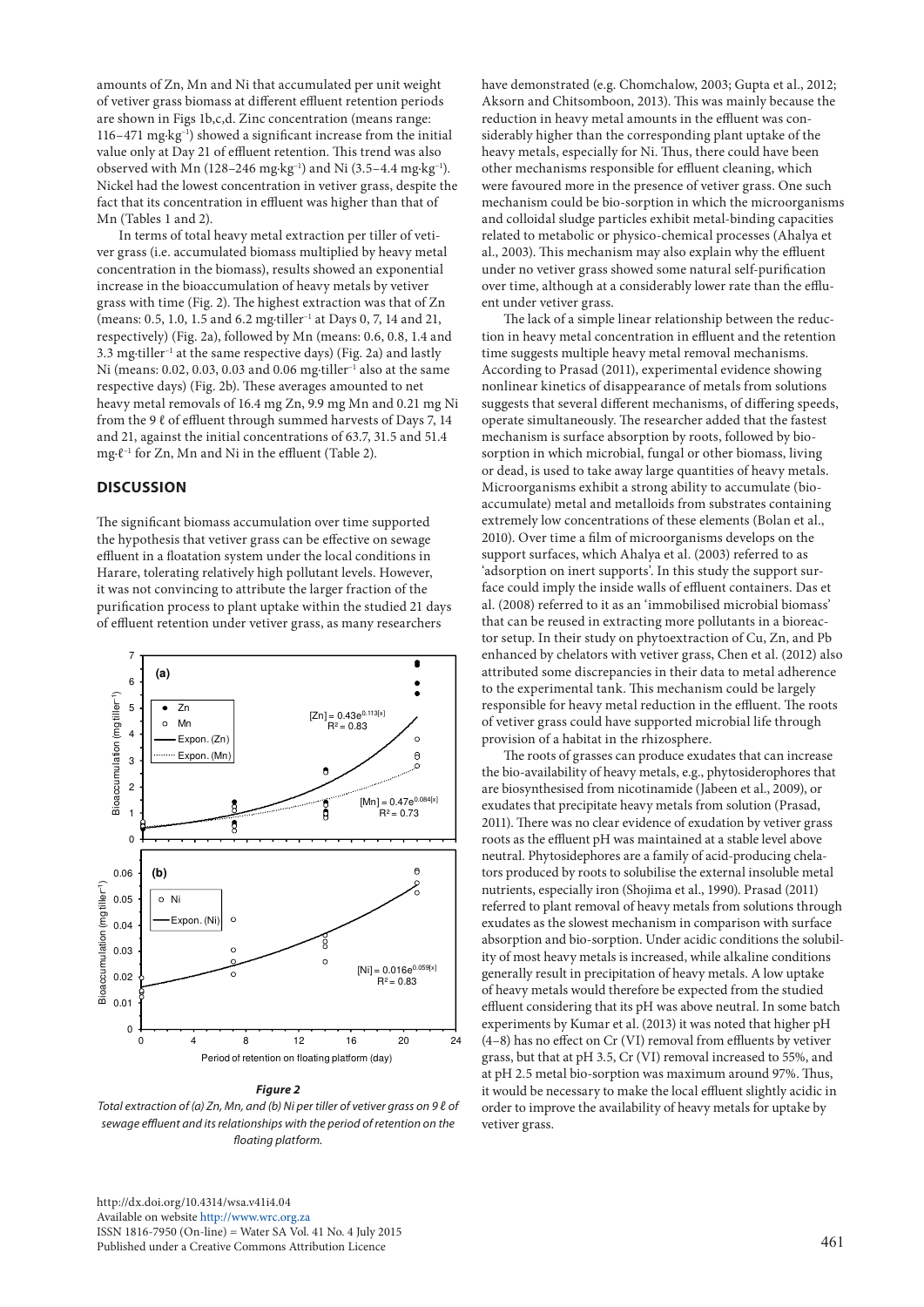amounts of Zn, Mn and Ni that accumulated per unit weight of vetiver grass biomass at different effluent retention periods are shown in Figs 1b,c,d. Zinc concentration (means range: 116–471 mg·kg$^{-1}$) showed a significant increase from the initial value only at Day 21 of effluent retention. This trend was also observed with Mn (128–246 mg·kg$^{-1}$) and Ni (3.5–4.4 mg·kg$^{-1}$). Nickel had the lowest concentration in vetiver grass, despite the fact that its concentration in effluent was higher than that of Mn (Tables 1 and 2).

In terms of total heavy metal extraction per tiller of vetiver grass (i.e. accumulated biomass multiplied by heavy metal concentration in the biomass), results showed an exponential increase in the bioaccumulation of heavy metals by vetiver grass with time (Fig. 2). The highest extraction was that of Zn (means: 0.5, 1.0, 1.5 and 6.2 mg·tiller$^{-1}$ at Days 0, 7, 14 and 21, respectively) (Fig. 2a), followed by Mn (means: 0.6, 0.8, 1.4 and 3.3 mg·tiller$^{-1}$ at the same respective days) (Fig. 2a) and lastly Ni (means: 0.02, 0.03, 0.03 and 0.06 mg·tiller$^{-1}$ also at the same respective days) (Fig. 2b). These averages amounted to net heavy metal removals of 16.4 mg Zn, 9.9 mg Mn and 0.21 mg Ni from the 9 ℓ of effluent through summed harvests of Days 7, 14 and 21, against the initial concentrations of 63.7, 31.5 and 51.4 mg·ℓ$^{-1}$ for Zn, Mn and Ni in the effluent (Table 2).

## DISCUSSION

The significant biomass accumulation over time supported the hypothesis that vetiver grass can be effective on sewage effluent in a floatation system under the local conditions in Harare, tolerating relatively high pollutant levels. However, it was not convincing to attribute the larger fraction of the purification process to plant uptake within the studied 21 days of effluent retention under vetiver grass, as many researchers have demonstrated (e.g. Chomchalow, 2003; Gupta et al., 2012; Aksorn and Chitsomboon, 2013). This was mainly because the reduction in heavy metal amounts in the effluent was considerably higher than the corresponding plant uptake of the heavy metals, especially for Ni. Thus, there could have been other mechanisms responsible for effluent cleaning, which were favoured more in the presence of vetiver grass. One such mechanism could be bio-sorption in which the microorganisms and colloidal sludge particles exhibit metal-binding capacities related to metabolic or physico-chemical processes (Ahalya et al., 2003). This mechanism may also explain why the effluent under no vetiver grass showed some natural self-purification over time, although at a considerably lower rate than the effluent under vetiver grass.

The lack of a simple linear relationship between the reduction in heavy metal concentration in effluent and the retention time suggests multiple heavy metal removal mechanisms. According to Prasad (2011), experimental evidence showing nonlinear kinetics of disappearance of metals from solutions suggests that several different mechanisms, of differing speeds, operate simultaneously. The researcher added that the fastest mechanism is surface absorption by roots, followed by bio-sorption in which microbial, fungal or other biomass, living or dead, is used to take away large quantities of heavy metals. Microorganisms exhibit a strong ability to accumulate (bio-accumulate) metal and metalloids from substrates containing extremely low concentrations of these elements (Bolan et al., 2010). Over time a film of microorganisms develops on the support surfaces, which Ahalya et al. (2003) referred to as 'adsorption on inert supports'. In this study the support surface could imply the inside walls of effluent containers. Das et al. (2008) referred to it as an 'immobilised microbial biomass' that can be reused in extracting more pollutants in a bioreactor setup. In their study on phytoextraction of Cu, Zn, and Pb enhanced by chelators with vetiver grass, Chen et al. (2012) also attributed some discrepancies in their data to metal adherence to the experimental tank. This mechanism could be largely responsible for heavy metal reduction in the effluent. The roots of vetiver grass could have supported microbial life through provision of a habitat in the rhizosphere.

The roots of grasses can produce exudates that can increase the bio-availability of heavy metals, e.g., phytosiderophores that are biosynthesised from nicotinamide (Jabeen et al., 2009), or exudates that precipitate heavy metals from solution (Prasad, 2011). There was no clear evidence of exudation by vetiver grass roots as the effluent pH was maintained at a stable level above neutral. Phytosidephores are a family of acid-producing chelators produced by roots to solubilise the external insoluble metal nutrients, especially iron (Shojima et al., 1990). Prasad (2011) referred to plant removal of heavy metals from solutions through exudates as the slowest mechanism in comparison with surface absorption and bio-sorption. Under acidic conditions the solubility of most heavy metals is increased, while alkaline conditions generally result in precipitation of heavy metals. A low uptake of heavy metals would therefore be expected from the studied effluent considering that its pH was above neutral. In some batch experiments by Kumar et al. (2013) it was noted that higher pH (4–8) has no effect on Cr (VI) removal from effluents by vetiver grass, but that at pH 3.5, Cr (VI) removal increased to 55%, and at pH 2.5 metal bio-sorption was maximum around 97%. Thus, it would be necessary to make the local effluent slightly acidic in order to improve the availability of heavy metals for uptake by vetiver grass.

***Figure 2***

*Total extraction of (a) Zn, Mn, and (b) Ni per tiller of vetiver grass on 9 ℓ of sewage effluent and its relationships with the period of retention on the floating platform.*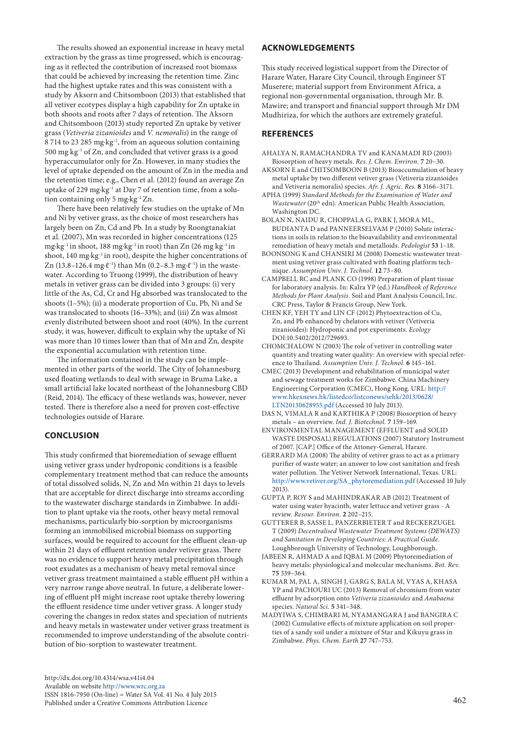The results showed an exponential increase in heavy metal extraction by the grass as time progressed, which is encouraging as it reflected the contribution of increased root biomass that could be achieved by increasing the retention time. Zinc had the highest uptake rates and this was consistent with a study by Aksorn and Chitsomboon (2013) that established that all vetiver ecotypes display a high capability for Zn uptake in both shoots and roots after 7 days of retention. The Aksorn and Chitsomboon (2013) study reported Zn uptake by vetiver grass (*Vetiveria zizanioides* and *V. nemoralis*) in the range of 8 714 to 23 285 mg·kg$^{-1}$, from an aqueous solution containing 500 mg kg$^{-1}$ of Zn, and concluded that vetiver grass is a good hyperaccumulator only for Zn. However, in many studies the level of uptake depended on the amount of Zn in the media and the retention time; e.g., Chen et al. (2012) found an average Zn uptake of 229 mg·kg$^{-1}$ at Day 7 of retention time, from a solution containing only 5 mg·kg$^{-1}$ Zn.

There have been relatively few studies on the uptake of Mn and Ni by vetiver grass, as the choice of most researchers has largely been on Zn, Cd and Pb. In a study by Roongtanakiat et al. (2007), Mn was recorded in higher concentrations (125 mg·kg$^{-1}$ in shoot, 188 mg·kg$^{-1}$ in root) than Zn (26 mg kg$^{-1}$ in shoot, 140 mg·kg$^{-1}$ in root), despite the higher concentrations of Zn (13.8–126.4 mg·ℓ$^{-1}$) than Mn (0.2–8.3 mg·ℓ$^{-1}$) in the wastewater. According to Truong (1999), the distribution of heavy metals in vetiver grass can be divided into 3 groups: (i) very little of the As, Cd, Cr and Hg absorbed was translocated to the shoots (1–5%); (ii) a moderate proportion of Cu, Pb, Ni and Se was translocated to shoots (16–33%); and (iii) Zn was almost evenly distributed between shoot and root (40%). In the current study, it was, however, difficult to explain why the uptake of Ni was more than 10 times lower than that of Mn and Zn, despite the exponential accumulation with retention time.

The information contained in the study can be implemented in other parts of the world. The City of Johannesburg used floating wetlands to deal with sewage in Bruma Lake, a small artificial lake located northeast of the Johannesburg CBD (Reid, 2014). The efficacy of these wetlands was, however, never tested. There is therefore also a need for proven cost-effective technologies outside of Harare.

## CONCLUSION

This study confirmed that bioremediation of sewage effluent using vetiver grass under hydroponic conditions is a feasible complementary treatment method that can reduce the amounts of total dissolved solids, N, Zn and Mn within 21 days to levels that are acceptable for direct discharge into streams according to the wastewater discharge standards in Zimbabwe. In addition to plant uptake via the roots, other heavy metal removal mechanisms, particularly bio-sorption by microorganisms forming an immobilised microbial biomass on supporting surfaces, would be required to account for the effluent clean-up within 21 days of effluent retention under vetiver grass. There was no evidence to support heavy metal precipitation through root exudates as a mechanism of heavy metal removal since vetiver grass treatment maintained a stable effluent pH within a very narrow range above neutral. In future, a deliberate lowering of effluent pH might increase root uptake thereby lowering the effluent residence time under vetiver grass. A longer study covering the changes in redox states and speciation of nutrients and heavy metals in wastewater under vetiver grass treatment is recommended to improve understanding of the absolute contribution of bio-sorption to wastewater treatment.

## ACKNOWLEDGEMENTS

This study received logistical support from the Director of Harare Water, Harare City Council, through Engineer ST Muserere; material support from Environment Africa, a regional non-governmental organisation, through Mr. B. Mawire; and transport and financial support through Mr DM Mudhiriza, for which the authors are extremely grateful.

## REFERENCES

AHALYA N, RAMACHANDRA TV and KANAMADI RD (2003) Biosorption of heavy metals. *Res. J. Chem. Environ.* **7** 20–30.

AKSORN E and CHITSOMBOON B (2013) Bioaccumulation of heavy metal uptake by two different vetiver grass (Vetiveria zizanioides and Vetiveria nemoralis) species. *Afr. J. Agric. Res.* **8** 3166–3171.

APHA (1999) *Standard Methods for the Examination of Water and Wastewater* (20th edn). American Public Health Association, Washington DC.

BOLAN N, NAIDU R, CHOPPALA G, PARK J, MORA ML, BUDIANTA D and PANNEERSELVAM P (2010) Solute interactions in soils in relation to the bioavailability and environmental remediation of heavy metals and metalloids. *Pedologist* **53** 1–18.

BOONSONG K and CHANSIRI M (2008) Domestic wastewater treatment using vetiver grass cultivated with floating platform technique. *Assumption Univ. J. Technol.* **12** 73–80.

CAMPBELL RC and PLANK CO (1998) Preparation of plant tissue for laboratory analysis. In: Kalra YP (ed.) *Handbook of Reference Methods for Plant Analysis.* Soil and Plant Analysis Council, Inc. CRC Press, Taylor & Francis Group, New York.

CHEN KF, YEH TY and LIN CF (2012) Phytoextraction of Cu, Zn, and Pb enhanced by chelators with vetiver (Vetiveria zizanioides): Hydroponic and pot experiments. *Ecology* DOI:10.5402/2012/729693.

CHOMCHALOW N (2003) The role of vetiver in controlling water quantity and treating water quality: An overview with special reference to Thailand. *Assumption Univ. J. Technol.* **6** 145–161.

CMEC (2013) Development and rehabilitation of municipal water and sewage treatment works for Zimbabwe. China Machinery Engineering Corporation (CMEC), Hong Kong. URL: http://www.hkexnews.hk/listedco/listconews/sehk/2013/0628/LTN20130628955.pdf (Accessed 10 July 2013).

DAS N, VIMALA R and KARTHIKA P (2008) Biosorption of heavy metals – an overview. *Ind. J. Biotechnol.* **7** 159–169.

ENVIRONMENTAL MANAGEMENT (EFFLUENT and SOLID WASTE DISPOSAL) REGULATIONS (2007) Statutory Instrument of 2007. [CAP.] Office of the Attoney-General, Harare.

GERRARD MA (2008) The ability of vetiver grass to act as a primary purifier of waste water; an answer to low cost sanitation and fresh water pollution. The Vetiver Network International, Texas. URL: http://www.vetiver.org/SA_phytoremediation.pdf (Accessed 10 July 2013).

GUPTA P, ROY S and MAHINDRAKAR AB (2012) Treatment of water using water hyacinth, water lettuce and vetiver grass - A review. *Resour. Environ.* **2** 202–215.

GUTTERER B, SASSE L, PANZERBIETER T and RECKERZUGEL T (2009) *Decentralised Wastewater Treatment Systems (DEWATS) and Sanitation in Developing Countries: A Practical Guide.* Loughborough University of Technology, Loughborough.

JABEEN R, AHMAD A and IQBAL M (2009) Phytoremediation of heavy metals: physiological and molecular mechanisms. *Bot. Rev.* **75** 339–364.

KUMAR M, PAL A, SINGH J, GARG S, BALA M, VYAS A, KHASA YP and PACHOURI UC (2013) Removal of chromium from water effluent by adsorption onto *Vetiveria zizanioides* and *Anabaena* species. *Natural Sci.* **5** 341–348.

MADYIWA S, CHIMBARI M, NYAMANGARA J and BANGIRA C (2002) Cumulative effects of mixture application on soil properties of a sandy soil under a mixture of Star and Kikuyu grass in Zimbabwe. *Phys. Chem. Earth* **27** 747–753.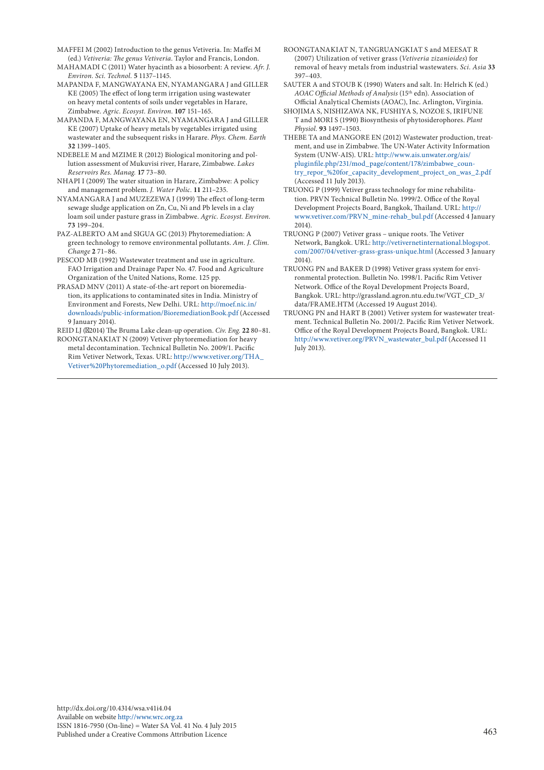MAFFEI M (2002) Introduction to the genus Vetiveria. In: Maffei M (ed.) *Vetiveria: The genus Vetiveria*. Taylor and Francis, London.

MAHAMADI C (2011) Water hyacinth as a biosorbent: A review. *Afr. J. Environ. Sci. Technol.* **5** 1137–1145.

MAPANDA F, MANGWAYANA EN, NYAMANGARA J and GILLER KE (2005) The effect of long term irrigation using wastewater on heavy metal contents of soils under vegetables in Harare, Zimbabwe. *Agric. Ecosyst. Environ.* **107** 151–165.

MAPANDA F, MANGWAYANA EN, NYAMANGARA J and GILLER KE (2007) Uptake of heavy metals by vegetables irrigated using wastewater and the subsequent risks in Harare. *Phys. Chem. Earth* **32** 1399–1405.

NDEBELE M and MZIME R (2012) Biological monitoring and pollution assessment of Mukuvisi river, Harare, Zimbabwe. *Lakes Reservoirs Res. Manag.* **17** 73–80.

NHAPI I (2009) The water situation in Harare, Zimbabwe: A policy and management problem. *J. Water Polic.* **11** 211–235.

NYAMANGARA J and MUZEZEWA J (1999) The effect of long-term sewage sludge application on Zn, Cu, Ni and Pb levels in a clay loam soil under pasture grass in Zimbabwe. *Agric. Ecosyst. Environ.* **73** 199–204.

PAZ-ALBERTO AM and SIGUA GC (2013) Phytoremediation: A green technology to remove environmental pollutants. *Am. J. Clim. Change* **2** 71–86.

PESCOD MB (1992) Wastewater treatment and use in agriculture. FAO Irrigation and Drainage Paper No. 47. Food and Agriculture Organization of the United Nations, Rome. 125 pp.

PRASAD MNV (2011) A state-of-the-art report on bioremediation, its applications to contaminated sites in India. Ministry of Environment and Forests, New Delhi. URL: http://moef.nic.in/downloads/public-information/BioremediationBook.pdf (Accessed 9 January 2014).

REID LJ (2014) The Bruma Lake clean-up operation. *Civ. Eng.* **22** 80–81.

ROONGTANAKIAT N (2009) Vetiver phytoremediation for heavy metal decontamination. Technical Bulletin No. 2009/1. Pacific Rim Vetiver Network, Texas. URL: http://www.vetiver.org/THA_Vetiver%20Phytoremediation_o.pdf (Accessed 10 July 2013).

ROONGTANAKIAT N, TANGRUANGKIAT S and MEESAT R (2007) Utilization of vetiver grass (*Vetiveria zizanioides*) for removal of heavy metals from industrial wastewaters. *Sci. Asia* **33** 397–403.

SAUTER A and STOUB K (1990) Waters and salt. In: Helrich K (ed.) *AOAC Official Methods of Analysis* (15th edn). Association of Official Analytical Chemists (AOAC), Inc. Arlington, Virginia.

SHOJIMA S, NISHIZAWA NK, FUSHIYA S, NOZOE S, IRIFUNE T and MORI S (1990) Biosynthesis of phytosiderophores. *Plant Physiol.* **93** 1497–1503.

THEBE TA and MANGORE EN (2012) Wastewater production, treatment, and use in Zimbabwe. The UN-Water Activity Information System (UNW-AIS). URL: http://www.ais.unwater.org/ais/pluginfile.php/231/mod_page/content/178/zimbabwe_country_repor_%20for_capacity_development_project_on_was_2.pdf (Accessed 11 July 2013).

TRUONG P (1999) Vetiver grass technology for mine rehabilitation. PRVN Technical Bulletin No. 1999/2. Office of the Royal Development Projects Board, Bangkok, Thailand. URL: http://www.vetiver.com/PRVN_mine-rehab_bul.pdf (Accessed 4 January 2014).

TRUONG P (2007) Vetiver grass – unique roots. The Vetiver Network, Bangkok. URL: http://vetivernetinternational.blogspot.com/2007/04/vetiver-grass-grass-unique.html (Accessed 3 January 2014).

TRUONG PN and BAKER D (1998) Vetiver grass system for environmental protection. Bulletin No. 1998/1. Pacific Rim Vetiver Network. Office of the Royal Development Projects Board, Bangkok. URL: http://grassland.agron.ntu.edu.tw/VGT_CD_3/data/FRAME.HTM (Accessed 19 August 2014).

TRUONG PN and HART B (2001) Vetiver system for wastewater treatment. Technical Bulletin No. 2001/2. Pacific Rim Vetiver Network. Office of the Royal Development Projects Board, Bangkok. URL: http://www.vetiver.org/PRVN_wastewater_bul.pdf (Accessed 11 July 2013).